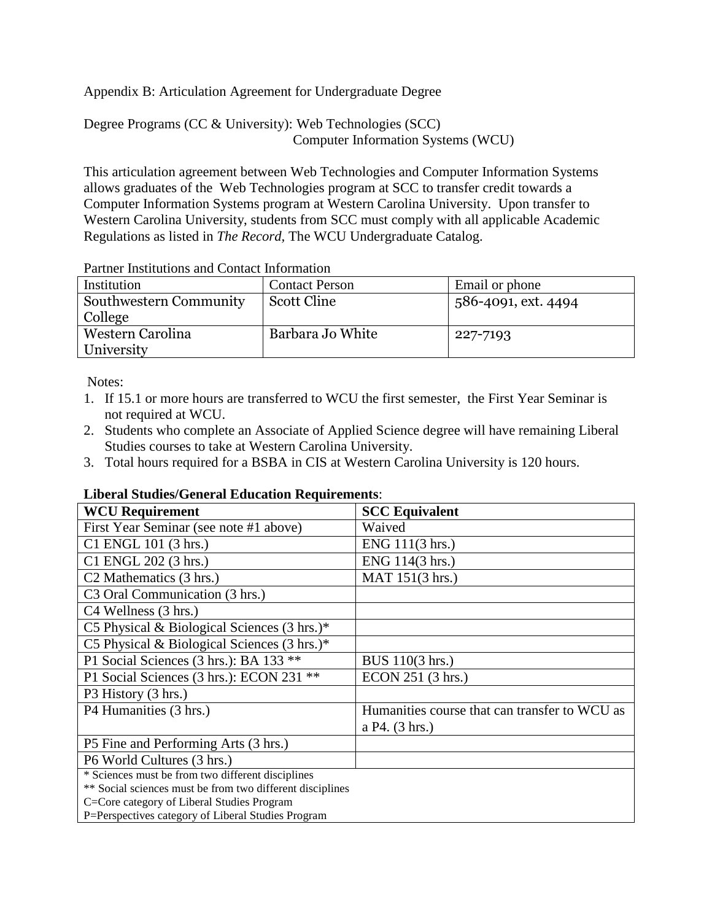Appendix B: Articulation Agreement for Undergraduate Degree

Degree Programs (CC & University): Web Technologies (SCC)
Computer Information Systems (WCU)

This articulation agreement between Web Technologies and Computer Information Systems allows graduates of the Web Technologies program at SCC to transfer credit towards a Computer Information Systems program at Western Carolina University. Upon transfer to Western Carolina University, students from SCC must comply with all applicable Academic Regulations as listed in *The Record*, The WCU Undergraduate Catalog.

Partner Institutions and Contact Information

| Institution | Contact Person | Email or phone |
|---|---|---|
| Southwestern Community College | Scott Cline | 586-4091, ext. 4494 |
| Western Carolina University | Barbara Jo White | 227-7193 |

Notes:

1. If 15.1 or more hours are transferred to WCU the first semester, the First Year Seminar is not required at WCU.
2. Students who complete an Associate of Applied Science degree will have remaining Liberal Studies courses to take at Western Carolina University.
3. Total hours required for a BSBA in CIS at Western Carolina University is 120 hours.

**Liberal Studies/General Education Requirements**:

| **WCU Requirement** | **SCC Equivalent** |
|---|---|
| First Year Seminar (see note #1 above) | Waived |
| C1 ENGL 101 (3 hrs.) | ENG 111(3 hrs.) |
| C1 ENGL 202 (3 hrs.) | ENG 114(3 hrs.) |
| C2 Mathematics (3 hrs.) | MAT 151(3 hrs.) |
| C3 Oral Communication (3 hrs.) | |
| C4 Wellness (3 hrs.) | |
| C5 Physical & Biological Sciences (3 hrs.)* | |
| C5 Physical & Biological Sciences (3 hrs.)* | |
| P1 Social Sciences (3 hrs.): BA 133 ** | BUS 110(3 hrs.) |
| P1 Social Sciences (3 hrs.): ECON 231 ** | ECON 251 (3 hrs.) |
| P3 History (3 hrs.) | |
| P4 Humanities (3 hrs.) | Humanities course that can transfer to WCU as a P4. (3 hrs.) |
| P5 Fine and Performing Arts (3 hrs.) | |
| P6 World Cultures (3 hrs.) | |

\* Sciences must be from two different disciplines
** Social sciences must be from two different disciplines
C=Core category of Liberal Studies Program
P=Perspectives category of Liberal Studies Program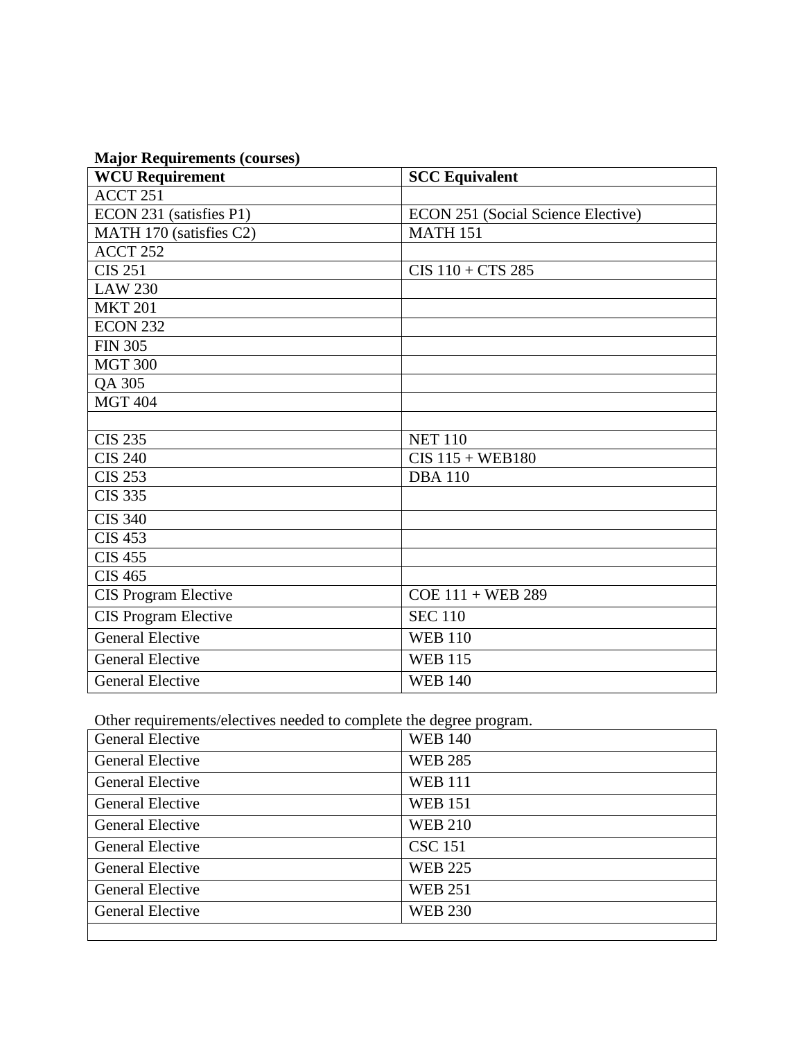**Major Requirements (courses)**

| WCU Requirement | SCC Equivalent |
|---|---|
| ACCT 251 | |
| ECON 231 (satisfies P1) | ECON 251 (Social Science Elective) |
| MATH 170 (satisfies C2) | MATH 151 |
| ACCT 252 | |
| CIS 251 | CIS 110 + CTS 285 |
| LAW 230 | |
| MKT 201 | |
| ECON 232 | |
| FIN 305 | |
| MGT 300 | |
| QA 305 | |
| MGT 404 | |
| | |
| CIS 235 | NET 110 |
| CIS 240 | CIS 115 + WEB180 |
| CIS 253 | DBA 110 |
| CIS 335 | |
| CIS 340 | |
| CIS 453 | |
| CIS 455 | |
| CIS 465 | |
| CIS Program Elective | COE 111 + WEB 289 |
| CIS Program Elective | SEC 110 |
| General Elective | WEB 110 |
| General Elective | WEB 115 |
| General Elective | WEB 140 |

Other requirements/electives needed to complete the degree program.

| | |
|---|---|
| General Elective | WEB 140 |
| General Elective | WEB 285 |
| General Elective | WEB 111 |
| General Elective | WEB 151 |
| General Elective | WEB 210 |
| General Elective | CSC 151 |
| General Elective | WEB 225 |
| General Elective | WEB 251 |
| General Elective | WEB 230 |
| | |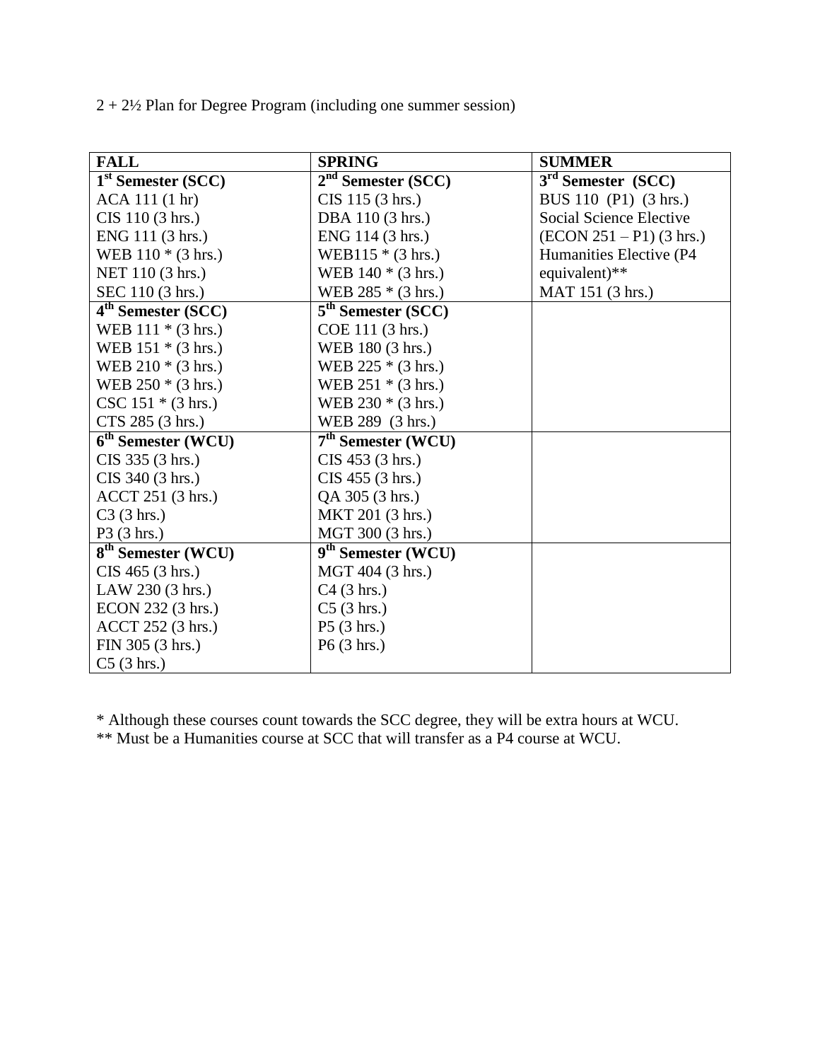2 + 2½ Plan for Degree Program (including one summer session)

| FALL | SPRING | SUMMER |
|---|---|---|
| **1st Semester (SCC)**<br>ACA 111 (1 hr)<br>CIS 110 (3 hrs.)<br>ENG 111 (3 hrs.)<br>WEB 110 * (3 hrs.)<br>NET 110 (3 hrs.)<br>SEC 110 (3 hrs.) | **2nd Semester (SCC)**<br>CIS 115 (3 hrs.)<br>DBA 110 (3 hrs.)<br>ENG 114 (3 hrs.)<br>WEB115 * (3 hrs.)<br>WEB 140 * (3 hrs.)<br>WEB 285 * (3 hrs.) | **3rd Semester (SCC)**<br>BUS 110 (P1) (3 hrs.)<br>Social Science Elective<br>(ECON 251 – P1) (3 hrs.)<br>Humanities Elective (P4 equivalent)**<br>MAT 151 (3 hrs.) |
| **4th Semester (SCC)**<br>WEB 111 * (3 hrs.)<br>WEB 151 * (3 hrs.)<br>WEB 210 * (3 hrs.)<br>WEB 250 * (3 hrs.)<br>CSC 151 * (3 hrs.)<br>CTS 285 (3 hrs.) | **5th Semester (SCC)**<br>COE 111 (3 hrs.)<br>WEB 180 (3 hrs.)<br>WEB 225 * (3 hrs.)<br>WEB 251 * (3 hrs.)<br>WEB 230 * (3 hrs.)<br>WEB 289 (3 hrs.) | |
| **6th Semester (WCU)**<br>CIS 335 (3 hrs.)<br>CIS 340 (3 hrs.)<br>ACCT 251 (3 hrs.)<br>C3 (3 hrs.)<br>P3 (3 hrs.) | **7th Semester (WCU)**<br>CIS 453 (3 hrs.)<br>CIS 455 (3 hrs.)<br>QA 305 (3 hrs.)<br>MKT 201 (3 hrs.)<br>MGT 300 (3 hrs.) | |
| **8th Semester (WCU)**<br>CIS 465 (3 hrs.)<br>LAW 230 (3 hrs.)<br>ECON 232 (3 hrs.)<br>ACCT 252 (3 hrs.)<br>FIN 305 (3 hrs.)<br>C5 (3 hrs.) | **9th Semester (WCU)**<br>MGT 404 (3 hrs.)<br>C4 (3 hrs.)<br>C5 (3 hrs.)<br>P5 (3 hrs.)<br>P6 (3 hrs.) | |

* Although these courses count towards the SCC degree, they will be extra hours at WCU.

** Must be a Humanities course at SCC that will transfer as a P4 course at WCU.